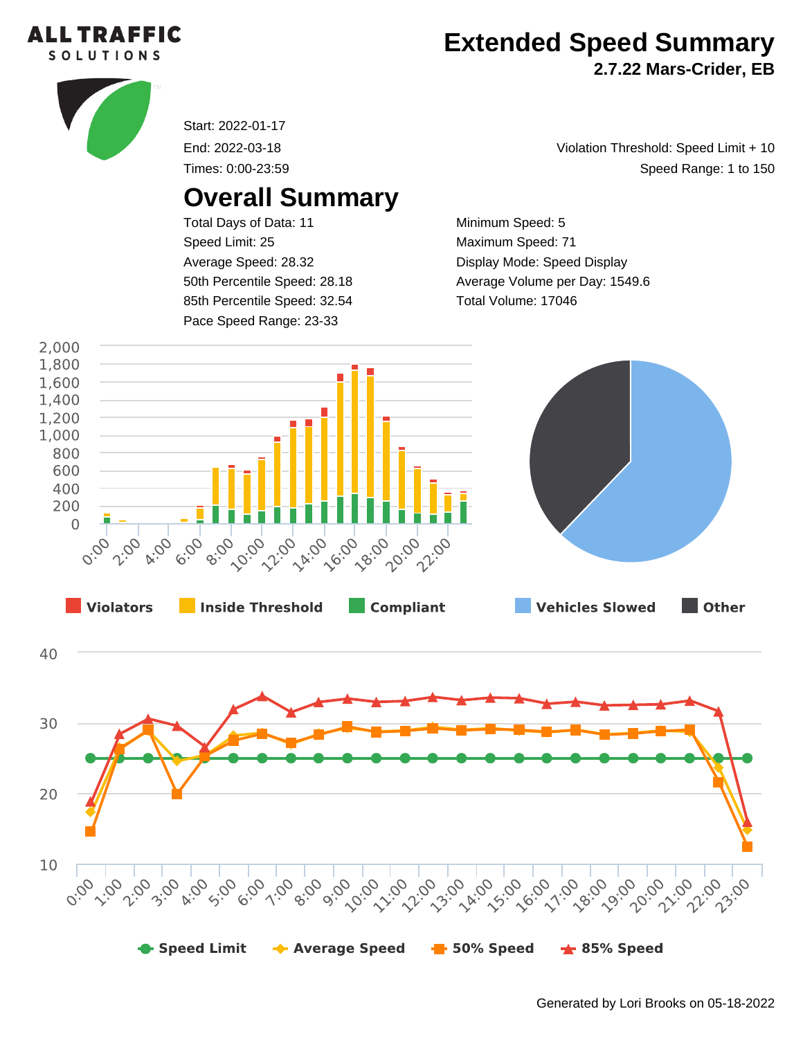# Extended Speed Summary

**2.7.22 Mars-Crider, EB**

Start: 2022-01-17

End: 2022-03-18

Times: 0:00-23:59

Violation Threshold: Speed Limit + 10

Speed Range: 1 to 150

## Overall Summary

Total Days of Data: 11

Speed Limit: 25

Average Speed: 28.32

50th Percentile Speed: 28.18

85th Percentile Speed: 32.54

Pace Speed Range: 23-33

Minimum Speed: 5

Maximum Speed: 71

Display Mode: Speed Display

Average Volume per Day: 1549.6

Total Volume: 17046

Violators | Inside Threshold | Compliant

Vehicles Slowed | Other

Speed Limit | Average Speed | 50% Speed | 85% Speed

Generated by Lori Brooks on 05-18-2022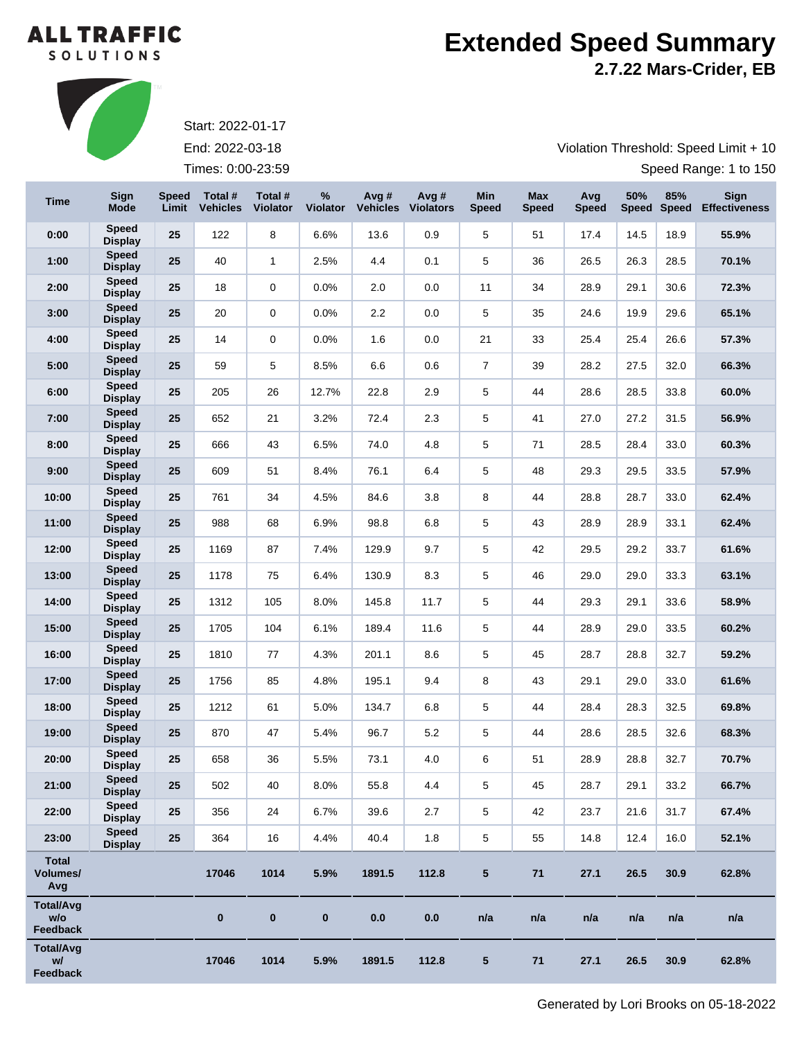ALL TRAFFIC SOLUTIONS

# Extended Speed Summary

## 2.7.22 Mars-Crider, EB

Start: 2022-01-17

End: 2022-03-18

Times: 0:00-23:59

Violation Threshold: Speed Limit + 10

Speed Range: 1 to 150

| Time | Sign Mode | Speed Limit | Total # Vehicles | Total # Violator | % Violator | Avg # Vehicles | Avg # Violators | Min Speed | Max Speed | Avg Speed | 50% Speed | 85% Speed | Sign Effectiveness |
|---|---|---|---|---|---|---|---|---|---|---|---|---|---|
| 0:00 | Speed Display | 25 | 122 | 8 | 6.6% | 13.6 | 0.9 | 5 | 51 | 17.4 | 14.5 | 18.9 | 55.9% |
| 1:00 | Speed Display | 25 | 40 | 1 | 2.5% | 4.4 | 0.1 | 5 | 36 | 26.5 | 26.3 | 28.5 | 70.1% |
| 2:00 | Speed Display | 25 | 18 | 0 | 0.0% | 2.0 | 0.0 | 11 | 34 | 28.9 | 29.1 | 30.6 | 72.3% |
| 3:00 | Speed Display | 25 | 20 | 0 | 0.0% | 2.2 | 0.0 | 5 | 35 | 24.6 | 19.9 | 29.6 | 65.1% |
| 4:00 | Speed Display | 25 | 14 | 0 | 0.0% | 1.6 | 0.0 | 21 | 33 | 25.4 | 25.4 | 26.6 | 57.3% |
| 5:00 | Speed Display | 25 | 59 | 5 | 8.5% | 6.6 | 0.6 | 7 | 39 | 28.2 | 27.5 | 32.0 | 66.3% |
| 6:00 | Speed Display | 25 | 205 | 26 | 12.7% | 22.8 | 2.9 | 5 | 44 | 28.6 | 28.5 | 33.8 | 60.0% |
| 7:00 | Speed Display | 25 | 652 | 21 | 3.2% | 72.4 | 2.3 | 5 | 41 | 27.0 | 27.2 | 31.5 | 56.9% |
| 8:00 | Speed Display | 25 | 666 | 43 | 6.5% | 74.0 | 4.8 | 5 | 71 | 28.5 | 28.4 | 33.0 | 60.3% |
| 9:00 | Speed Display | 25 | 609 | 51 | 8.4% | 76.1 | 6.4 | 5 | 48 | 29.3 | 29.5 | 33.5 | 57.9% |
| 10:00 | Speed Display | 25 | 761 | 34 | 4.5% | 84.6 | 3.8 | 8 | 44 | 28.8 | 28.7 | 33.0 | 62.4% |
| 11:00 | Speed Display | 25 | 988 | 68 | 6.9% | 98.8 | 6.8 | 5 | 43 | 28.9 | 28.9 | 33.1 | 62.4% |
| 12:00 | Speed Display | 25 | 1169 | 87 | 7.4% | 129.9 | 9.7 | 5 | 42 | 29.5 | 29.2 | 33.7 | 61.6% |
| 13:00 | Speed Display | 25 | 1178 | 75 | 6.4% | 130.9 | 8.3 | 5 | 46 | 29.0 | 29.0 | 33.3 | 63.1% |
| 14:00 | Speed Display | 25 | 1312 | 105 | 8.0% | 145.8 | 11.7 | 5 | 44 | 29.3 | 29.1 | 33.6 | 58.9% |
| 15:00 | Speed Display | 25 | 1705 | 104 | 6.1% | 189.4 | 11.6 | 5 | 44 | 28.9 | 29.0 | 33.5 | 60.2% |
| 16:00 | Speed Display | 25 | 1810 | 77 | 4.3% | 201.1 | 8.6 | 5 | 45 | 28.7 | 28.8 | 32.7 | 59.2% |
| 17:00 | Speed Display | 25 | 1756 | 85 | 4.8% | 195.1 | 9.4 | 8 | 43 | 29.1 | 29.0 | 33.0 | 61.6% |
| 18:00 | Speed Display | 25 | 1212 | 61 | 5.0% | 134.7 | 6.8 | 5 | 44 | 28.4 | 28.3 | 32.5 | 69.8% |
| 19:00 | Speed Display | 25 | 870 | 47 | 5.4% | 96.7 | 5.2 | 5 | 44 | 28.6 | 28.5 | 32.6 | 68.3% |
| 20:00 | Speed Display | 25 | 658 | 36 | 5.5% | 73.1 | 4.0 | 6 | 51 | 28.9 | 28.8 | 32.7 | 70.7% |
| 21:00 | Speed Display | 25 | 502 | 40 | 8.0% | 55.8 | 4.4 | 5 | 45 | 28.7 | 29.1 | 33.2 | 66.7% |
| 22:00 | Speed Display | 25 | 356 | 24 | 6.7% | 39.6 | 2.7 | 5 | 42 | 23.7 | 21.6 | 31.7 | 67.4% |
| 23:00 | Speed Display | 25 | 364 | 16 | 4.4% | 40.4 | 1.8 | 5 | 55 | 14.8 | 12.4 | 16.0 | 52.1% |
| **Total Volumes/ Avg** | | | **17046** | **1014** | **5.9%** | **1891.5** | **112.8** | **5** | **71** | **27.1** | **26.5** | **30.9** | **62.8%** |
| **Total/Avg w/o Feedback** | | | **0** | **0** | **0** | **0.0** | **0.0** | **n/a** | **n/a** | **n/a** | **n/a** | **n/a** | **n/a** |
| **Total/Avg w/ Feedback** | | | **17046** | **1014** | **5.9%** | **1891.5** | **112.8** | **5** | **71** | **27.1** | **26.5** | **30.9** | **62.8%** |

Generated by Lori Brooks on 05-18-2022